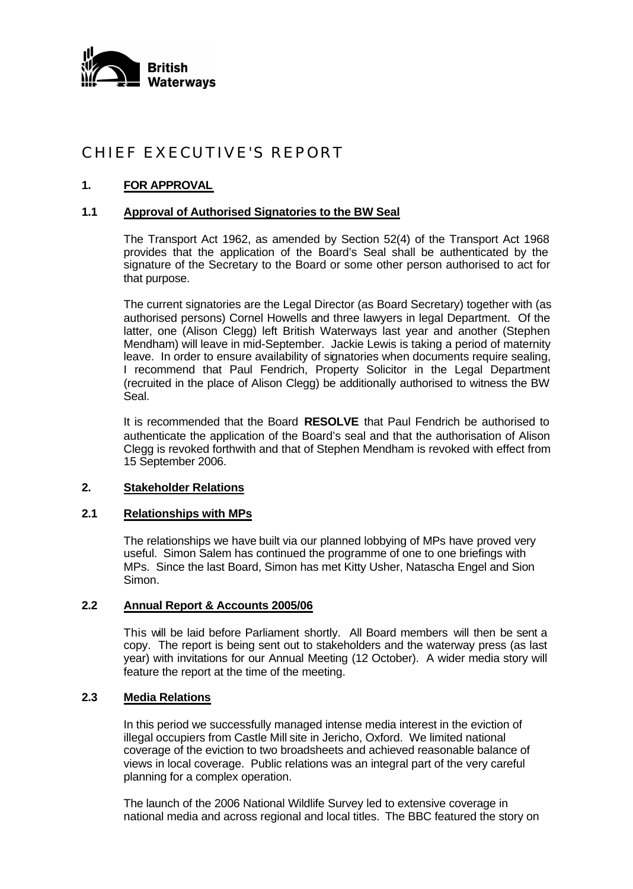British Waterways

# CHIEF EXECUTIVE'S REPORT

## 1. FOR APPROVAL

### 1.1 Approval of Authorised Signatories to the BW Seal

The Transport Act 1962, as amended by Section 52(4) of the Transport Act 1968 provides that the application of the Board's Seal shall be authenticated by the signature of the Secretary to the Board or some other person authorised to act for that purpose.

The current signatories are the Legal Director (as Board Secretary) together with (as authorised persons) Cornel Howells and three lawyers in legal Department. Of the latter, one (Alison Clegg) left British Waterways last year and another (Stephen Mendham) will leave in mid-September. Jackie Lewis is taking a period of maternity leave. In order to ensure availability of signatories when documents require sealing, I recommend that Paul Fendrich, Property Solicitor in the Legal Department (recruited in the place of Alison Clegg) be additionally authorised to witness the BW Seal.

It is recommended that the Board **RESOLVE** that Paul Fendrich be authorised to authenticate the application of the Board's seal and that the authorisation of Alison Clegg is revoked forthwith and that of Stephen Mendham is revoked with effect from 15 September 2006.

## 2. Stakeholder Relations

### 2.1 Relationships with MPs

The relationships we have built via our planned lobbying of MPs have proved very useful. Simon Salem has continued the programme of one to one briefings with MPs. Since the last Board, Simon has met Kitty Usher, Natascha Engel and Sion Simon.

### 2.2 Annual Report & Accounts 2005/06

This will be laid before Parliament shortly. All Board members will then be sent a copy. The report is being sent out to stakeholders and the waterway press (as last year) with invitations for our Annual Meeting (12 October). A wider media story will feature the report at the time of the meeting.

### 2.3 Media Relations

In this period we successfully managed intense media interest in the eviction of illegal occupiers from Castle Mill site in Jericho, Oxford. We limited national coverage of the eviction to two broadsheets and achieved reasonable balance of views in local coverage. Public relations was an integral part of the very careful planning for a complex operation.

The launch of the 2006 National Wildlife Survey led to extensive coverage in national media and across regional and local titles. The BBC featured the story on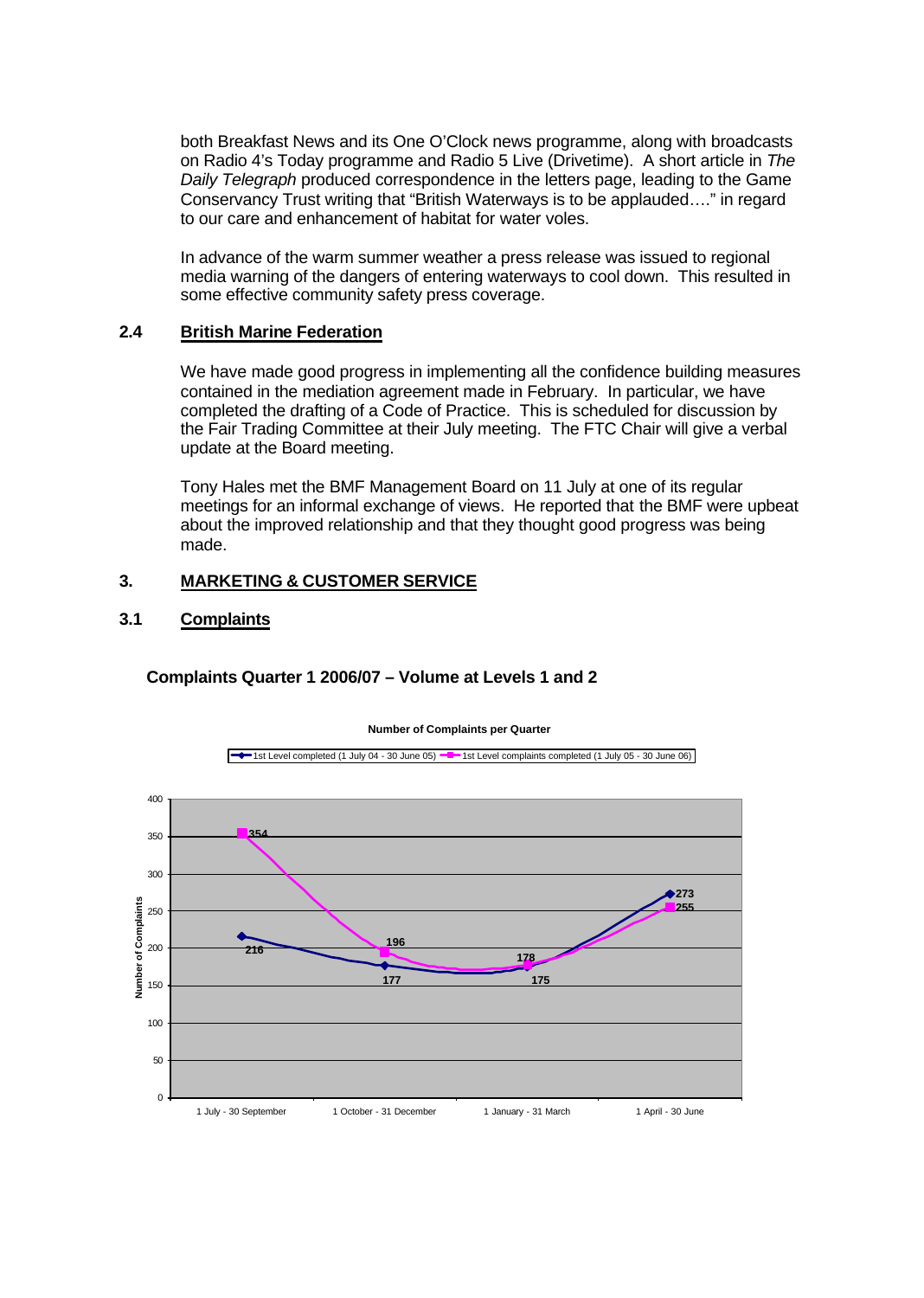both Breakfast News and its One O'Clock news programme, along with broadcasts on Radio 4's Today programme and Radio 5 Live (Drivetime). A short article in *The Daily Telegraph* produced correspondence in the letters page, leading to the Game Conservancy Trust writing that "British Waterways is to be applauded…." in regard to our care and enhancement of habitat for water voles.

In advance of the warm summer weather a press release was issued to regional media warning of the dangers of entering waterways to cool down. This resulted in some effective community safety press coverage.

## 2.4 British Marine Federation

We have made good progress in implementing all the confidence building measures contained in the mediation agreement made in February. In particular, we have completed the drafting of a Code of Practice. This is scheduled for discussion by the Fair Trading Committee at their July meeting. The FTC Chair will give a verbal update at the Board meeting.

Tony Hales met the BMF Management Board on 11 July at one of its regular meetings for an informal exchange of views. He reported that the BMF were upbeat about the improved relationship and that they thought good progress was being made.

# 3. MARKETING & CUSTOMER SERVICE

## 3.1 Complaints

**Complaints Quarter 1 2006/07 – Volume at Levels 1 and 2**

**Number of Complaints per Quarter**

| Quarter | 1st Level completed (1 July 04 - 30 June 05) | 1st Level complaints completed (1 July 05 - 30 June 06) |
|---|---|---|
| 1 July - 30 September | 216 | 354 |
| 1 October - 31 December | 177 | 196 |
| 1 January - 31 March | 175 | 178 |
| 1 April - 30 June | 273 | 255 |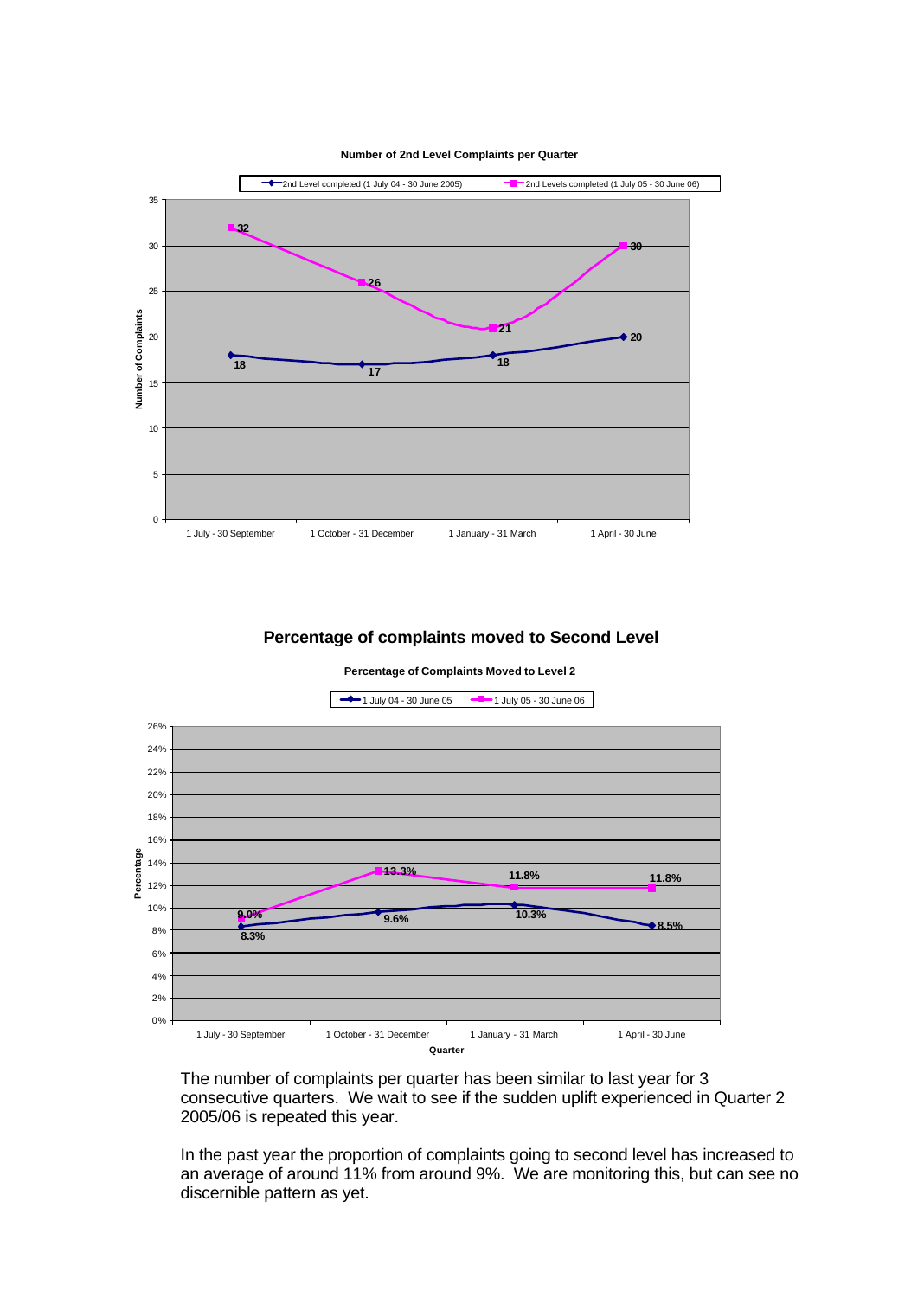**Number of 2nd Level Complaints per Quarter**

| Quarter | 2nd Level completed (1 July 04 - 30 June 2005) | 2nd Levels completed (1 July 05 - 30 June 06) |
|---|---|---|
| 1 July - 30 September | 18 | 32 |
| 1 October - 31 December | 17 | 26 |
| 1 January - 31 March | 18 | 21 |
| 1 April - 30 June | 20 | 30 |

## Percentage of complaints moved to Second Level

**Percentage of Complaints Moved to Level 2**

| Quarter | 1 July 04 - 30 June 05 | 1 July 05 - 30 June 06 |
|---|---|---|
| 1 July - 30 September | 8.3% | 9.0% |
| 1 October - 31 December | 9.6% | 13.3% |
| 1 January - 31 March | 10.3% | 11.8% |
| 1 April - 30 June | 8.5% | 11.8% |

The number of complaints per quarter has been similar to last year for 3 consecutive quarters. We wait to see if the sudden uplift experienced in Quarter 2 2005/06 is repeated this year.

In the past year the proportion of complaints going to second level has increased to an average of around 11% from around 9%. We are monitoring this, but can see no discernible pattern as yet.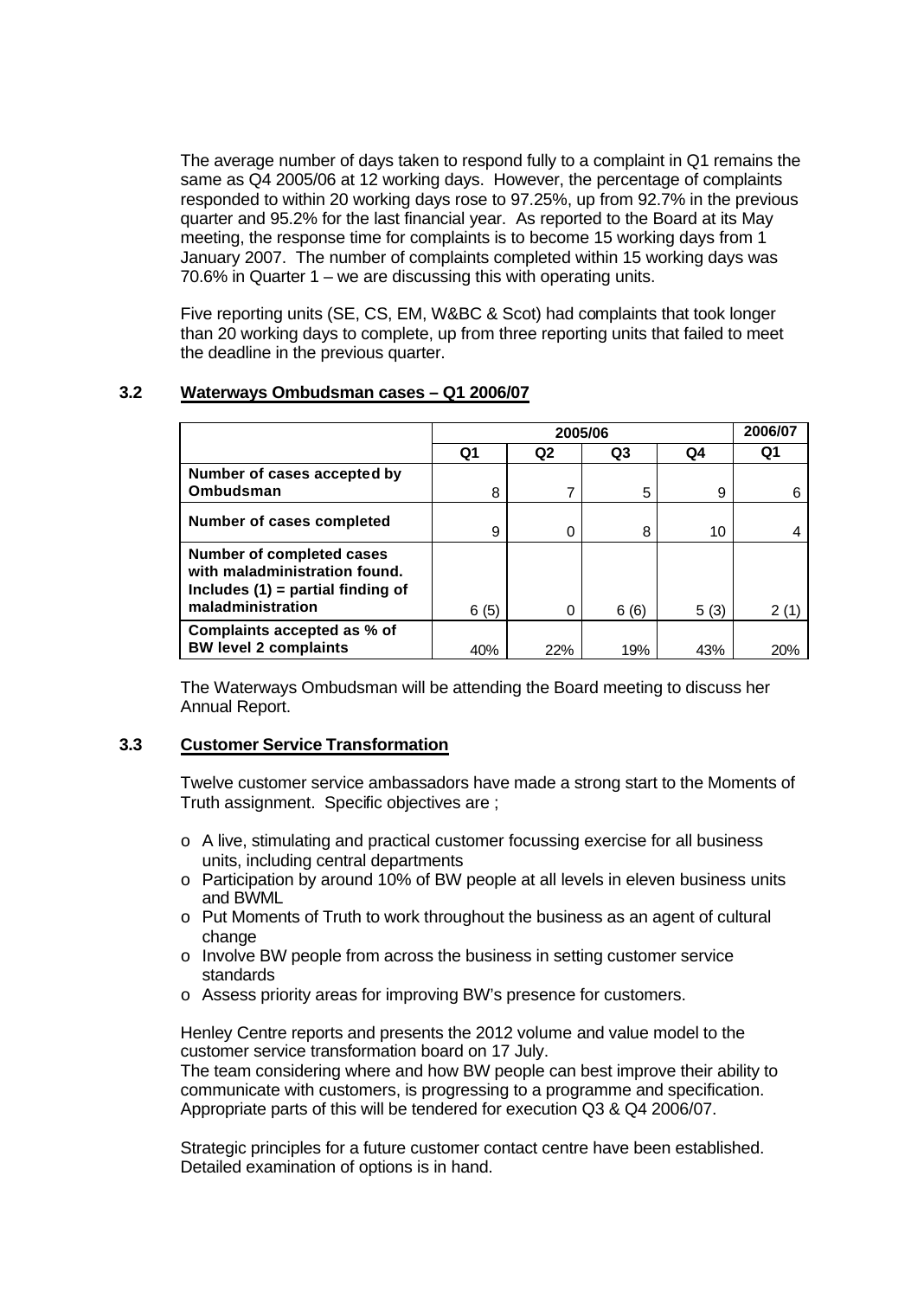The average number of days taken to respond fully to a complaint in Q1 remains the same as Q4 2005/06 at 12 working days. However, the percentage of complaints responded to within 20 working days rose to 97.25%, up from 92.7% in the previous quarter and 95.2% for the last financial year. As reported to the Board at its May meeting, the response time for complaints is to become 15 working days from 1 January 2007. The number of complaints completed within 15 working days was 70.6% in Quarter 1 – we are discussing this with operating units.

Five reporting units (SE, CS, EM, W&BC & Scot) had complaints that took longer than 20 working days to complete, up from three reporting units that failed to meet the deadline in the previous quarter.

## 3.2 Waterways Ombudsman cases – Q1 2006/07

| | 2005/06 | | | | 2006/07 |
|---|---|---|---|---|---|
| | **Q1** | **Q2** | **Q3** | **Q4** | **Q1** |
| **Number of cases accepted by Ombudsman** | 8 | 7 | 5 | 9 | 6 |
| **Number of cases completed** | 9 | 0 | 8 | 10 | 4 |
| **Number of completed cases with maladministration found. Includes (1) = partial finding of maladministration** | 6 (5) | 0 | 6 (6) | 5 (3) | 2 (1) |
| **Complaints accepted as % of BW level 2 complaints** | 40% | 22% | 19% | 43% | 20% |

The Waterways Ombudsman will be attending the Board meeting to discuss her Annual Report.

## 3.3 Customer Service Transformation

Twelve customer service ambassadors have made a strong start to the Moments of Truth assignment. Specific objectives are ;

- A live, stimulating and practical customer focussing exercise for all business units, including central departments
- Participation by around 10% of BW people at all levels in eleven business units and BWML
- Put Moments of Truth to work throughout the business as an agent of cultural change
- Involve BW people from across the business in setting customer service standards
- Assess priority areas for improving BW's presence for customers.

Henley Centre reports and presents the 2012 volume and value model to the customer service transformation board on 17 July.
The team considering where and how BW people can best improve their ability to communicate with customers, is progressing to a programme and specification. Appropriate parts of this will be tendered for execution Q3 & Q4 2006/07.

Strategic principles for a future customer contact centre have been established. Detailed examination of options is in hand.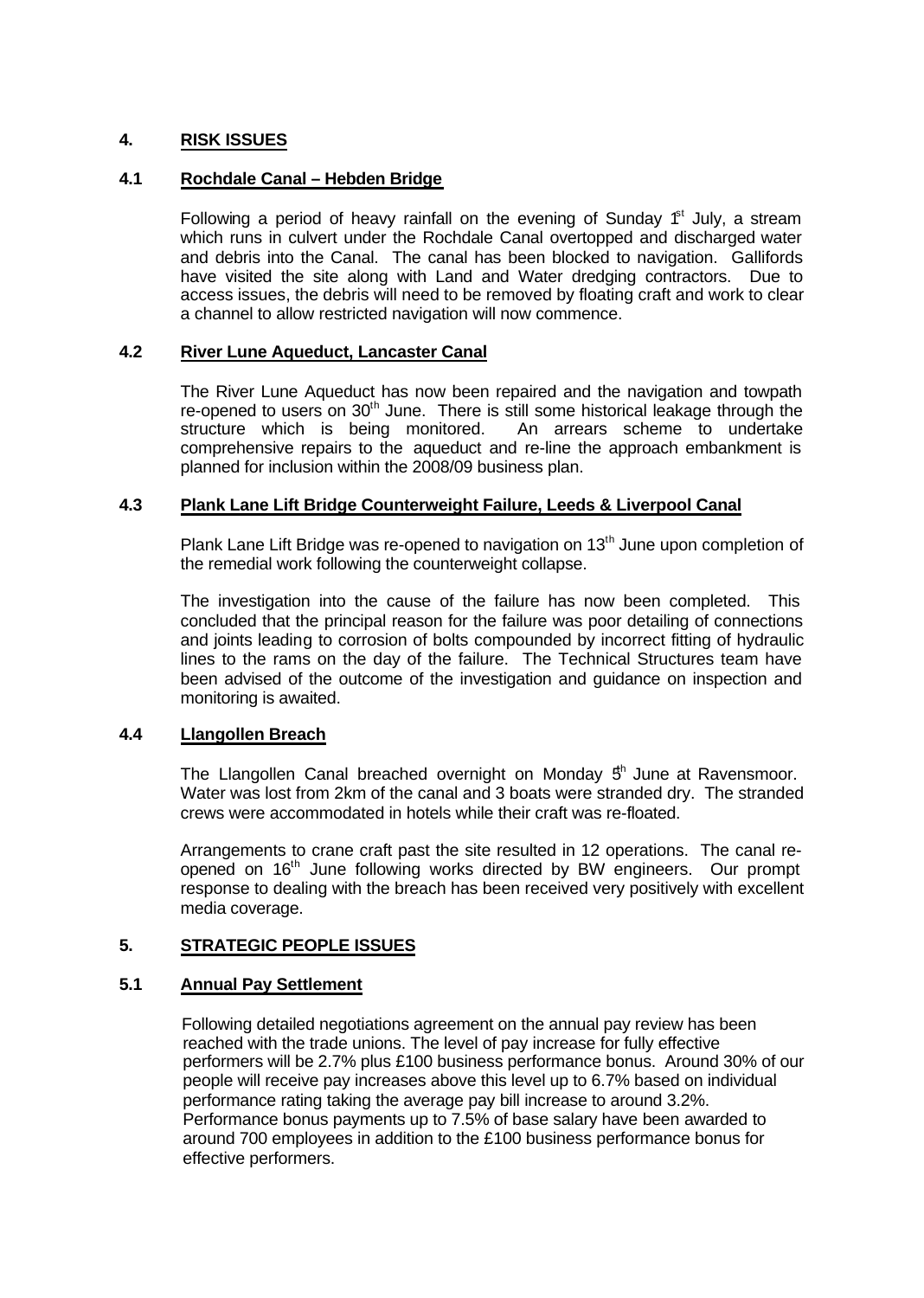## 4. RISK ISSUES

### 4.1 Rochdale Canal – Hebden Bridge

Following a period of heavy rainfall on the evening of Sunday 1st July, a stream which runs in culvert under the Rochdale Canal overtopped and discharged water and debris into the Canal. The canal has been blocked to navigation. Gallifords have visited the site along with Land and Water dredging contractors. Due to access issues, the debris will need to be removed by floating craft and work to clear a channel to allow restricted navigation will now commence.

### 4.2 River Lune Aqueduct, Lancaster Canal

The River Lune Aqueduct has now been repaired and the navigation and towpath re-opened to users on 30th June. There is still some historical leakage through the structure which is being monitored. An arrears scheme to undertake comprehensive repairs to the aqueduct and re-line the approach embankment is planned for inclusion within the 2008/09 business plan.

### 4.3 Plank Lane Lift Bridge Counterweight Failure, Leeds & Liverpool Canal

Plank Lane Lift Bridge was re-opened to navigation on 13th June upon completion of the remedial work following the counterweight collapse.

The investigation into the cause of the failure has now been completed. This concluded that the principal reason for the failure was poor detailing of connections and joints leading to corrosion of bolts compounded by incorrect fitting of hydraulic lines to the rams on the day of the failure. The Technical Structures team have been advised of the outcome of the investigation and guidance on inspection and monitoring is awaited.

### 4.4 Llangollen Breach

The Llangollen Canal breached overnight on Monday 5th June at Ravensmoor. Water was lost from 2km of the canal and 3 boats were stranded dry. The stranded crews were accommodated in hotels while their craft was re-floated.

Arrangements to crane craft past the site resulted in 12 operations. The canal re-opened on 16th June following works directed by BW engineers. Our prompt response to dealing with the breach has been received very positively with excellent media coverage.

## 5. STRATEGIC PEOPLE ISSUES

### 5.1 Annual Pay Settlement

Following detailed negotiations agreement on the annual pay review has been reached with the trade unions. The level of pay increase for fully effective performers will be 2.7% plus £100 business performance bonus. Around 30% of our people will receive pay increases above this level up to 6.7% based on individual performance rating taking the average pay bill increase to around 3.2%. Performance bonus payments up to 7.5% of base salary have been awarded to around 700 employees in addition to the £100 business performance bonus for effective performers.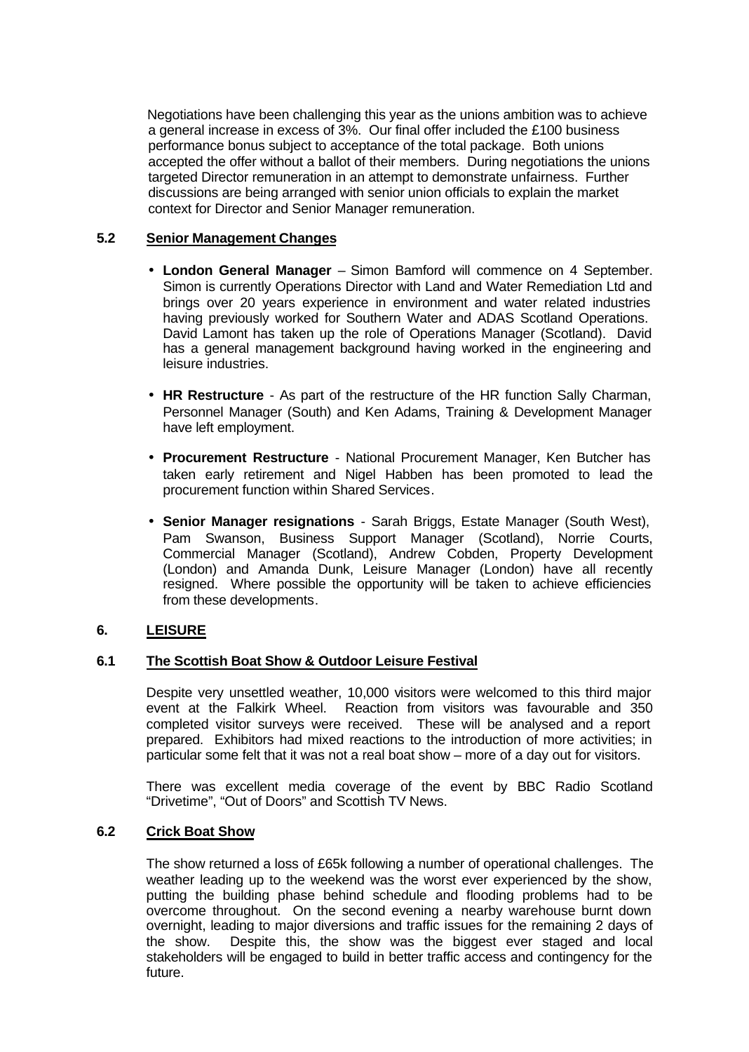Negotiations have been challenging this year as the unions ambition was to achieve a general increase in excess of 3%. Our final offer included the £100 business performance bonus subject to acceptance of the total package. Both unions accepted the offer without a ballot of their members. During negotiations the unions targeted Director remuneration in an attempt to demonstrate unfairness. Further discussions are being arranged with senior union officials to explain the market context for Director and Senior Manager remuneration.

### 5.2 Senior Management Changes

- **London General Manager** – Simon Bamford will commence on 4 September. Simon is currently Operations Director with Land and Water Remediation Ltd and brings over 20 years experience in environment and water related industries having previously worked for Southern Water and ADAS Scotland Operations. David Lamont has taken up the role of Operations Manager (Scotland). David has a general management background having worked in the engineering and leisure industries.

- **HR Restructure** - As part of the restructure of the HR function Sally Charman, Personnel Manager (South) and Ken Adams, Training & Development Manager have left employment.

- **Procurement Restructure** - National Procurement Manager, Ken Butcher has taken early retirement and Nigel Habben has been promoted to lead the procurement function within Shared Services.

- **Senior Manager resignations** - Sarah Briggs, Estate Manager (South West), Pam Swanson, Business Support Manager (Scotland), Norrie Courts, Commercial Manager (Scotland), Andrew Cobden, Property Development (London) and Amanda Dunk, Leisure Manager (London) have all recently resigned. Where possible the opportunity will be taken to achieve efficiencies from these developments.

## 6. LEISURE

### 6.1 The Scottish Boat Show & Outdoor Leisure Festival

Despite very unsettled weather, 10,000 visitors were welcomed to this third major event at the Falkirk Wheel. Reaction from visitors was favourable and 350 completed visitor surveys were received. These will be analysed and a report prepared. Exhibitors had mixed reactions to the introduction of more activities; in particular some felt that it was not a real boat show – more of a day out for visitors.

There was excellent media coverage of the event by BBC Radio Scotland "Drivetime", "Out of Doors" and Scottish TV News.

### 6.2 Crick Boat Show

The show returned a loss of £65k following a number of operational challenges. The weather leading up to the weekend was the worst ever experienced by the show, putting the building phase behind schedule and flooding problems had to be overcome throughout. On the second evening a nearby warehouse burnt down overnight, leading to major diversions and traffic issues for the remaining 2 days of the show. Despite this, the show was the biggest ever staged and local stakeholders will be engaged to build in better traffic access and contingency for the future.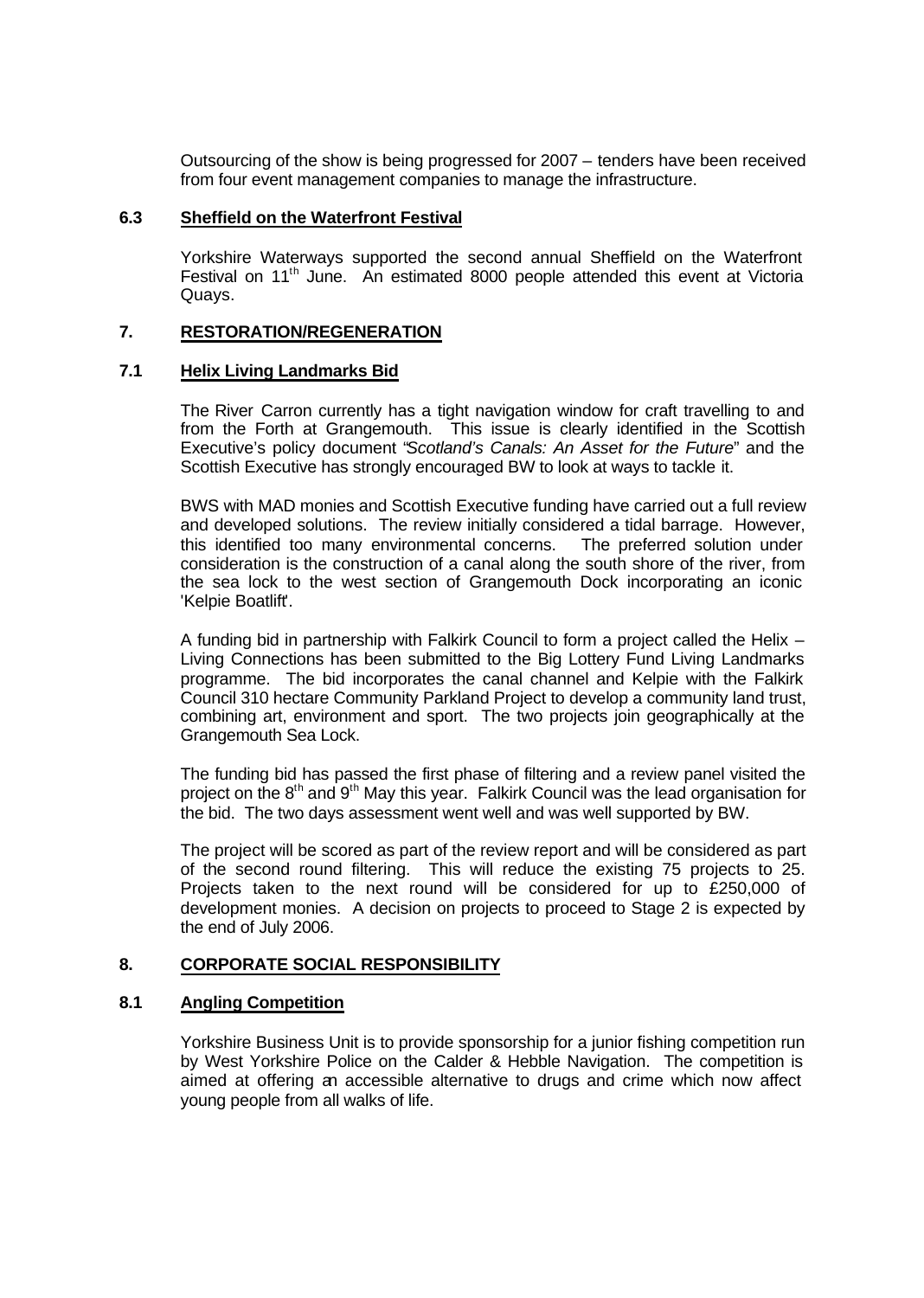Outsourcing of the show is being progressed for 2007 – tenders have been received from four event management companies to manage the infrastructure.

### 6.3 Sheffield on the Waterfront Festival

Yorkshire Waterways supported the second annual Sheffield on the Waterfront Festival on 11th June. An estimated 8000 people attended this event at Victoria Quays.

## 7. RESTORATION/REGENERATION

### 7.1 Helix Living Landmarks Bid

The River Carron currently has a tight navigation window for craft travelling to and from the Forth at Grangemouth. This issue is clearly identified in the Scottish Executive's policy document "*Scotland's Canals: An Asset for the Future*" and the Scottish Executive has strongly encouraged BW to look at ways to tackle it.

BWS with MAD monies and Scottish Executive funding have carried out a full review and developed solutions. The review initially considered a tidal barrage. However, this identified too many environmental concerns. The preferred solution under consideration is the construction of a canal along the south shore of the river, from the sea lock to the west section of Grangemouth Dock incorporating an iconic 'Kelpie Boatlift'.

A funding bid in partnership with Falkirk Council to form a project called the Helix – Living Connections has been submitted to the Big Lottery Fund Living Landmarks programme. The bid incorporates the canal channel and Kelpie with the Falkirk Council 310 hectare Community Parkland Project to develop a community land trust, combining art, environment and sport. The two projects join geographically at the Grangemouth Sea Lock.

The funding bid has passed the first phase of filtering and a review panel visited the project on the 8th and 9th May this year. Falkirk Council was the lead organisation for the bid. The two days assessment went well and was well supported by BW.

The project will be scored as part of the review report and will be considered as part of the second round filtering. This will reduce the existing 75 projects to 25. Projects taken to the next round will be considered for up to £250,000 of development monies. A decision on projects to proceed to Stage 2 is expected by the end of July 2006.

## 8. CORPORATE SOCIAL RESPONSIBILITY

### 8.1 Angling Competition

Yorkshire Business Unit is to provide sponsorship for a junior fishing competition run by West Yorkshire Police on the Calder & Hebble Navigation. The competition is aimed at offering an accessible alternative to drugs and crime which now affect young people from all walks of life.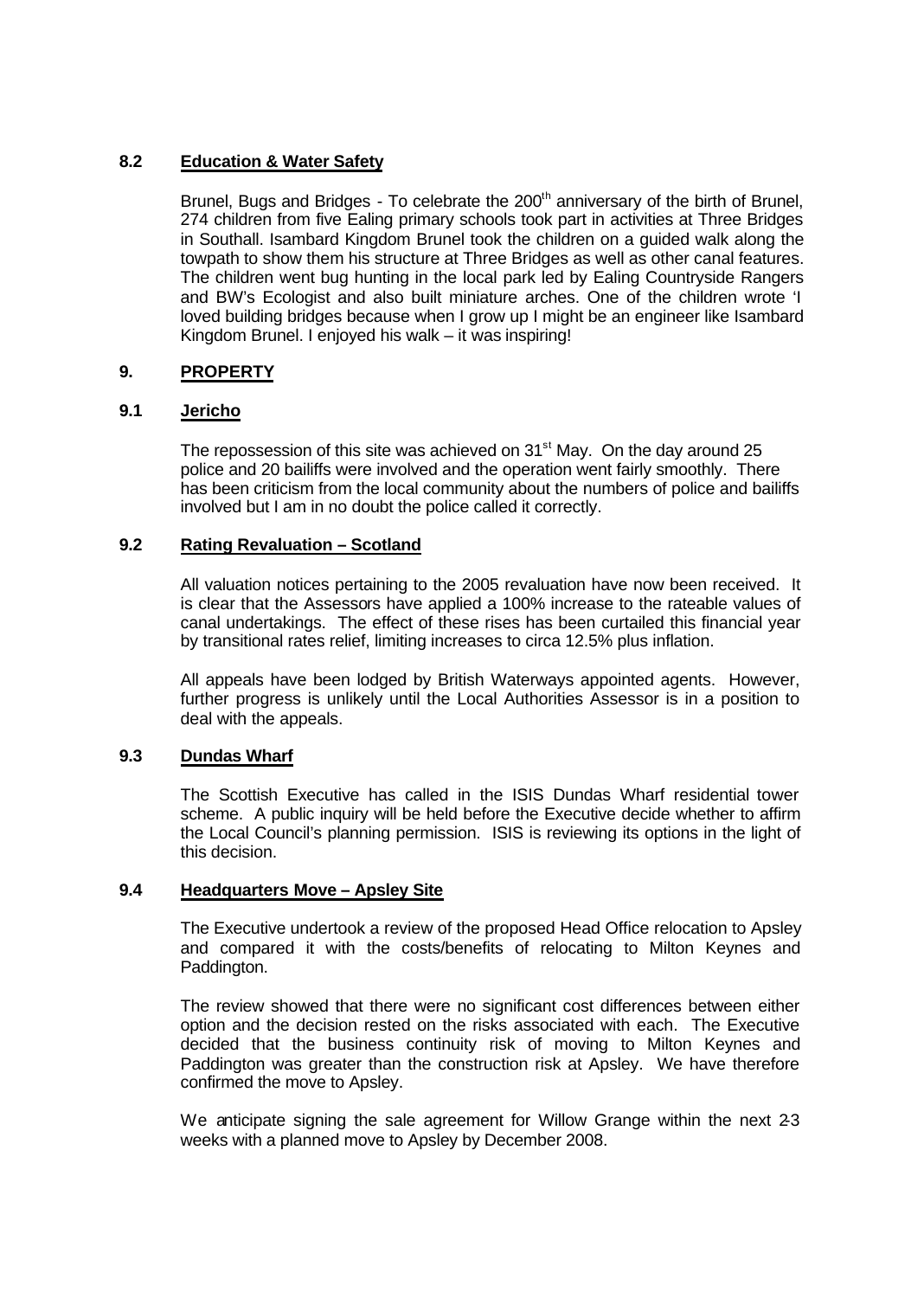## 8.2 Education & Water Safety

Brunel, Bugs and Bridges - To celebrate the 200th anniversary of the birth of Brunel, 274 children from five Ealing primary schools took part in activities at Three Bridges in Southall. Isambard Kingdom Brunel took the children on a guided walk along the towpath to show them his structure at Three Bridges as well as other canal features. The children went bug hunting in the local park led by Ealing Countryside Rangers and BW's Ecologist and also built miniature arches. One of the children wrote 'I loved building bridges because when I grow up I might be an engineer like Isambard Kingdom Brunel. I enjoyed his walk – it was inspiring!

# 9. PROPERTY

## 9.1 Jericho

The repossession of this site was achieved on 31st May. On the day around 25 police and 20 bailiffs were involved and the operation went fairly smoothly. There has been criticism from the local community about the numbers of police and bailiffs involved but I am in no doubt the police called it correctly.

## 9.2 Rating Revaluation – Scotland

All valuation notices pertaining to the 2005 revaluation have now been received. It is clear that the Assessors have applied a 100% increase to the rateable values of canal undertakings. The effect of these rises has been curtailed this financial year by transitional rates relief, limiting increases to circa 12.5% plus inflation.

All appeals have been lodged by British Waterways appointed agents. However, further progress is unlikely until the Local Authorities Assessor is in a position to deal with the appeals.

## 9.3 Dundas Wharf

The Scottish Executive has called in the ISIS Dundas Wharf residential tower scheme. A public inquiry will be held before the Executive decide whether to affirm the Local Council's planning permission. ISIS is reviewing its options in the light of this decision.

## 9.4 Headquarters Move – Apsley Site

The Executive undertook a review of the proposed Head Office relocation to Apsley and compared it with the costs/benefits of relocating to Milton Keynes and Paddington.

The review showed that there were no significant cost differences between either option and the decision rested on the risks associated with each. The Executive decided that the business continuity risk of moving to Milton Keynes and Paddington was greater than the construction risk at Apsley. We have therefore confirmed the move to Apsley.

We anticipate signing the sale agreement for Willow Grange within the next 2-3 weeks with a planned move to Apsley by December 2008.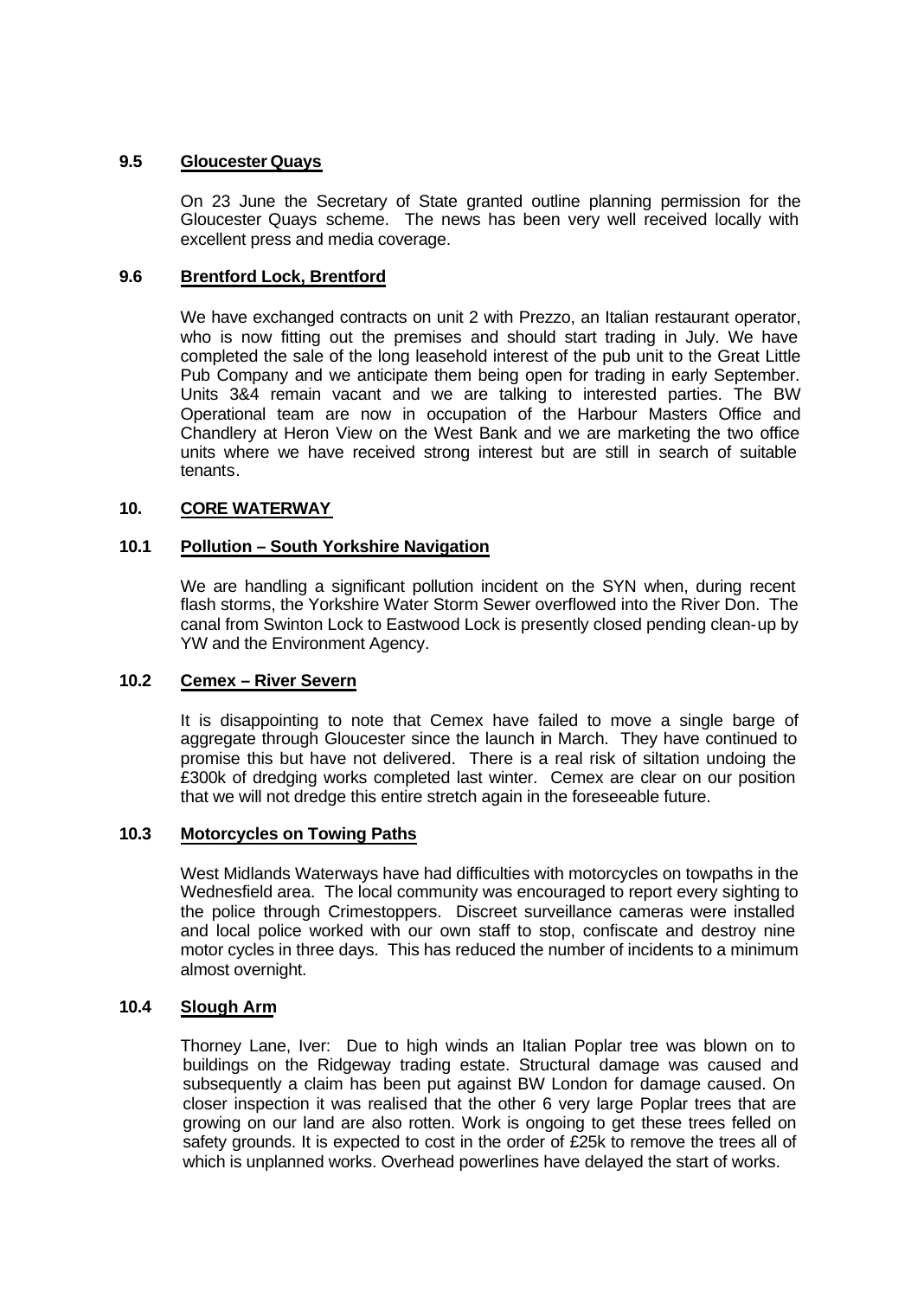### 9.5 Gloucester Quays

On 23 June the Secretary of State granted outline planning permission for the Gloucester Quays scheme. The news has been very well received locally with excellent press and media coverage.

### 9.6 Brentford Lock, Brentford

We have exchanged contracts on unit 2 with Prezzo, an Italian restaurant operator, who is now fitting out the premises and should start trading in July. We have completed the sale of the long leasehold interest of the pub unit to the Great Little Pub Company and we anticipate them being open for trading in early September. Units 3&4 remain vacant and we are talking to interested parties. The BW Operational team are now in occupation of the Harbour Masters Office and Chandlery at Heron View on the West Bank and we are marketing the two office units where we have received strong interest but are still in search of suitable tenants.

## 10. CORE WATERWAY

### 10.1 Pollution – South Yorkshire Navigation

We are handling a significant pollution incident on the SYN when, during recent flash storms, the Yorkshire Water Storm Sewer overflowed into the River Don. The canal from Swinton Lock to Eastwood Lock is presently closed pending clean-up by YW and the Environment Agency.

### 10.2 Cemex – River Severn

It is disappointing to note that Cemex have failed to move a single barge of aggregate through Gloucester since the launch in March. They have continued to promise this but have not delivered. There is a real risk of siltation undoing the £300k of dredging works completed last winter. Cemex are clear on our position that we will not dredge this entire stretch again in the foreseeable future.

### 10.3 Motorcycles on Towing Paths

West Midlands Waterways have had difficulties with motorcycles on towpaths in the Wednesfield area. The local community was encouraged to report every sighting to the police through Crimestoppers. Discreet surveillance cameras were installed and local police worked with our own staff to stop, confiscate and destroy nine motor cycles in three days. This has reduced the number of incidents to a minimum almost overnight.

### 10.4 Slough Arm

Thorney Lane, Iver: Due to high winds an Italian Poplar tree was blown on to buildings on the Ridgeway trading estate. Structural damage was caused and subsequently a claim has been put against BW London for damage caused. On closer inspection it was realised that the other 6 very large Poplar trees that are growing on our land are also rotten. Work is ongoing to get these trees felled on safety grounds. It is expected to cost in the order of £25k to remove the trees all of which is unplanned works. Overhead powerlines have delayed the start of works.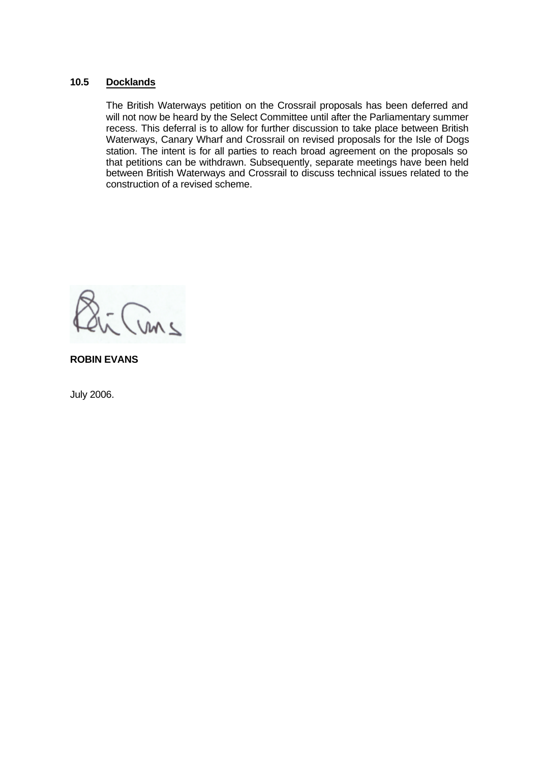### 10.5 Docklands

The British Waterways petition on the Crossrail proposals has been deferred and will not now be heard by the Select Committee until after the Parliamentary summer recess. This deferral is to allow for further discussion to take place between British Waterways, Canary Wharf and Crossrail on revised proposals for the Isle of Dogs station. The intent is for all parties to reach broad agreement on the proposals so that petitions can be withdrawn. Subsequently, separate meetings have been held between British Waterways and Crossrail to discuss technical issues related to the construction of a revised scheme.

**ROBIN EVANS**

July 2006.